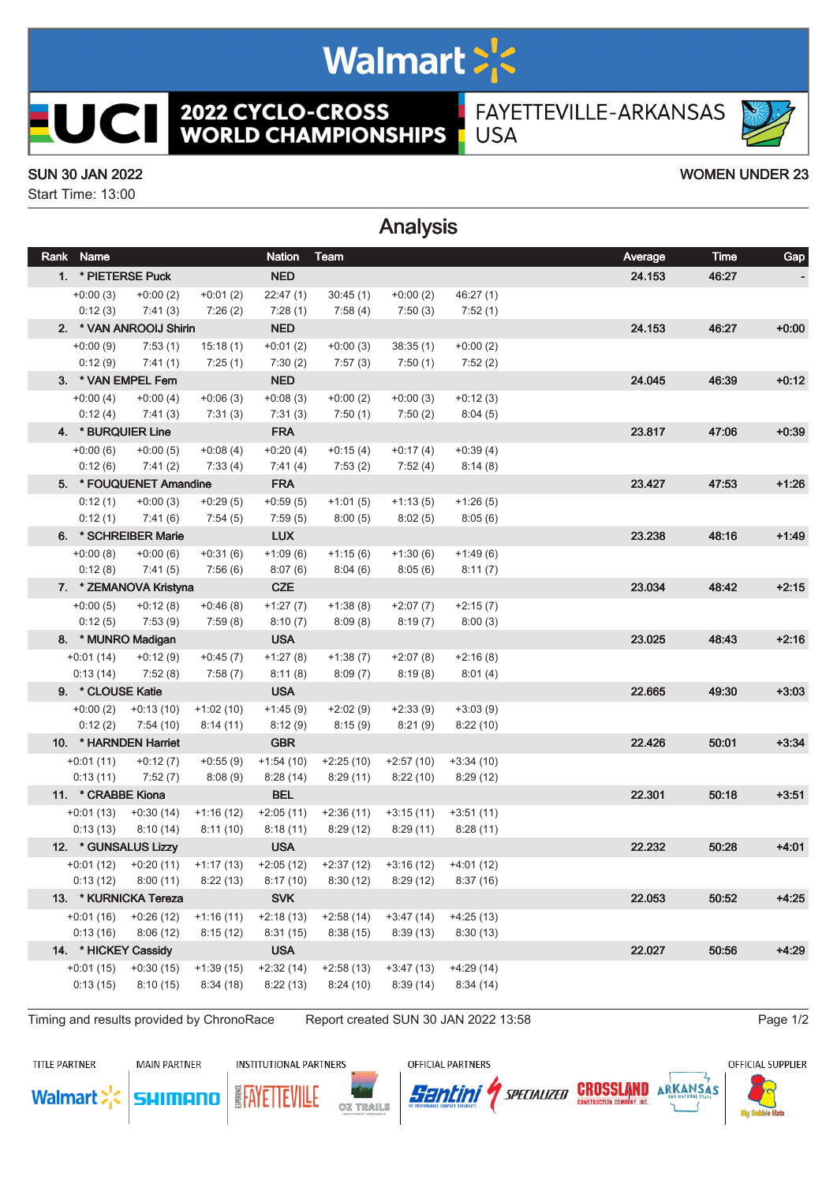# Walmart

# 2022 CYCLO-CROSS WORLD CHAMPIONSHIPS

FAYETTEVILLE-ARKANSAS USA

SUN 30 JAN 2022

Start Time: 13:00

WOMEN UNDER 23

## Analysis

| Rank | Name | | | Nation | Team | | | Average | Time | Gap |
|---|---|---|---|---|---|---|---|---|---|---|
| 1. | * PIETERSE Puck | | | NED | | | | 24.153 | 46:27 | - |
| | +0:00 (3) | +0:00 (2) | +0:01 (2) | 22:47 (1) | 30:45 (1) | +0:00 (2) | 46:27 (1) | | | |
| | 0:12 (3) | 7:41 (3) | 7:26 (2) | 7:28 (1) | 7:58 (4) | 7:50 (3) | 7:52 (1) | | | |
| 2. | * VAN ANROOIJ Shirin | | | NED | | | | 24.153 | 46:27 | +0:00 |
| | +0:00 (9) | 7:53 (1) | 15:18 (1) | +0:01 (2) | +0:00 (3) | 38:35 (1) | +0:00 (2) | | | |
| | 0:12 (9) | 7:41 (1) | 7:25 (1) | 7:30 (2) | 7:57 (3) | 7:50 (1) | 7:52 (2) | | | |
| 3. | * VAN EMPEL Fem | | | NED | | | | 24.045 | 46:39 | +0:12 |
| | +0:00 (4) | +0:00 (4) | +0:06 (3) | +0:08 (3) | +0:00 (2) | +0:00 (3) | +0:12 (3) | | | |
| | 0:12 (4) | 7:41 (3) | 7:31 (3) | 7:31 (3) | 7:50 (1) | 7:50 (2) | 8:04 (5) | | | |
| 4. | * BURQUIER Line | | | FRA | | | | 23.817 | 47:06 | +0:39 |
| | +0:00 (6) | +0:00 (5) | +0:08 (4) | +0:20 (4) | +0:15 (4) | +0:17 (4) | +0:39 (4) | | | |
| | 0:12 (6) | 7:41 (2) | 7:33 (4) | 7:41 (4) | 7:53 (2) | 7:52 (4) | 8:14 (8) | | | |
| 5. | * FOUQUENET Amandine | | | FRA | | | | 23.427 | 47:53 | +1:26 |
| | 0:12 (1) | +0:00 (3) | +0:29 (5) | +0:59 (5) | +1:01 (5) | +1:13 (5) | +1:26 (5) | | | |
| | 0:12 (1) | 7:41 (6) | 7:54 (5) | 7:59 (5) | 8:00 (5) | 8:02 (5) | 8:05 (6) | | | |
| 6. | * SCHREIBER Marie | | | LUX | | | | 23.238 | 48:16 | +1:49 |
| | +0:00 (8) | +0:00 (6) | +0:31 (6) | +1:09 (6) | +1:15 (6) | +1:30 (6) | +1:49 (6) | | | |
| | 0:12 (8) | 7:41 (5) | 7:56 (6) | 8:07 (6) | 8:04 (6) | 8:05 (6) | 8:11 (7) | | | |
| 7. | * ZEMANOVA Kristyna | | | CZE | | | | 23.034 | 48:42 | +2:15 |
| | +0:00 (5) | +0:12 (8) | +0:46 (8) | +1:27 (7) | +1:38 (8) | +2:07 (7) | +2:15 (7) | | | |
| | 0:12 (5) | 7:53 (9) | 7:59 (8) | 8:10 (7) | 8:09 (8) | 8:19 (7) | 8:00 (3) | | | |
| 8. | * MUNRO Madigan | | | USA | | | | 23.025 | 48:43 | +2:16 |
| | +0:01 (14) | +0:12 (9) | +0:45 (7) | +1:27 (8) | +1:38 (7) | +2:07 (8) | +2:16 (8) | | | |
| | 0:13 (14) | 7:52 (8) | 7:58 (7) | 8:11 (8) | 8:09 (7) | 8:19 (8) | 8:01 (4) | | | |
| 9. | * CLOUSE Katie | | | USA | | | | 22.665 | 49:30 | +3:03 |
| | +0:00 (2) | +0:13 (10) | +1:02 (10) | +1:45 (9) | +2:02 (9) | +2:33 (9) | +3:03 (9) | | | |
| | 0:12 (2) | 7:54 (10) | 8:14 (11) | 8:12 (9) | 8:15 (9) | 8:21 (9) | 8:22 (10) | | | |
| 10. | * HARNDEN Harriet | | | GBR | | | | 22.426 | 50:01 | +3:34 |
| | +0:01 (11) | +0:12 (7) | +0:55 (9) | +1:54 (10) | +2:25 (10) | +2:57 (10) | +3:34 (10) | | | |
| | 0:13 (11) | 7:52 (7) | 8:08 (9) | 8:28 (14) | 8:29 (11) | 8:22 (10) | 8:29 (12) | | | |
| 11. | * CRABBE Kiona | | | BEL | | | | 22.301 | 50:18 | +3:51 |
| | +0:01 (13) | +0:30 (14) | +1:16 (12) | +2:05 (11) | +2:36 (11) | +3:15 (11) | +3:51 (11) | | | |
| | 0:13 (13) | 8:10 (14) | 8:11 (10) | 8:18 (11) | 8:29 (12) | 8:29 (11) | 8:28 (11) | | | |
| 12. | * GUNSALUS Lizzy | | | USA | | | | 22.232 | 50:28 | +4:01 |
| | +0:01 (12) | +0:20 (11) | +1:17 (13) | +2:05 (12) | +2:37 (12) | +3:16 (12) | +4:01 (12) | | | |
| | 0:13 (12) | 8:00 (11) | 8:22 (13) | 8:17 (10) | 8:30 (12) | 8:29 (12) | 8:37 (16) | | | |
| 13. | * KURNICKA Tereza | | | SVK | | | | 22.053 | 50:52 | +4:25 |
| | +0:01 (16) | +0:26 (12) | +1:16 (11) | +2:18 (13) | +2:58 (14) | +3:47 (14) | +4:25 (13) | | | |
| | 0:13 (16) | 8:06 (12) | 8:15 (12) | 8:31 (15) | 8:38 (15) | 8:39 (13) | 8:30 (13) | | | |
| 14. | * HICKEY Cassidy | | | USA | | | | 22.027 | 50:56 | +4:29 |
| | +0:01 (15) | +0:30 (15) | +1:39 (15) | +2:32 (14) | +2:58 (13) | +3:47 (13) | +4:29 (14) | | | |
| | 0:13 (15) | 8:10 (15) | 8:34 (18) | 8:22 (13) | 8:24 (10) | 8:39 (14) | 8:34 (14) | | | |

Timing and results provided by ChronoRace    Report created SUN 30 JAN 2022 13:58

TITLE PARTNER: Walmart | MAIN PARTNER: SHIMANO | INSTITUTIONAL PARTNERS: FAYETTEVILLE, OZ TRAILS | OFFICIAL PARTNERS: Santini, SPECIALIZED, CROSSLAND CONSTRUCTION COMPANY, INC., ARKANSAS THE NATURAL STATE | OFFICIAL SUPPLIER: Big Bobble Hats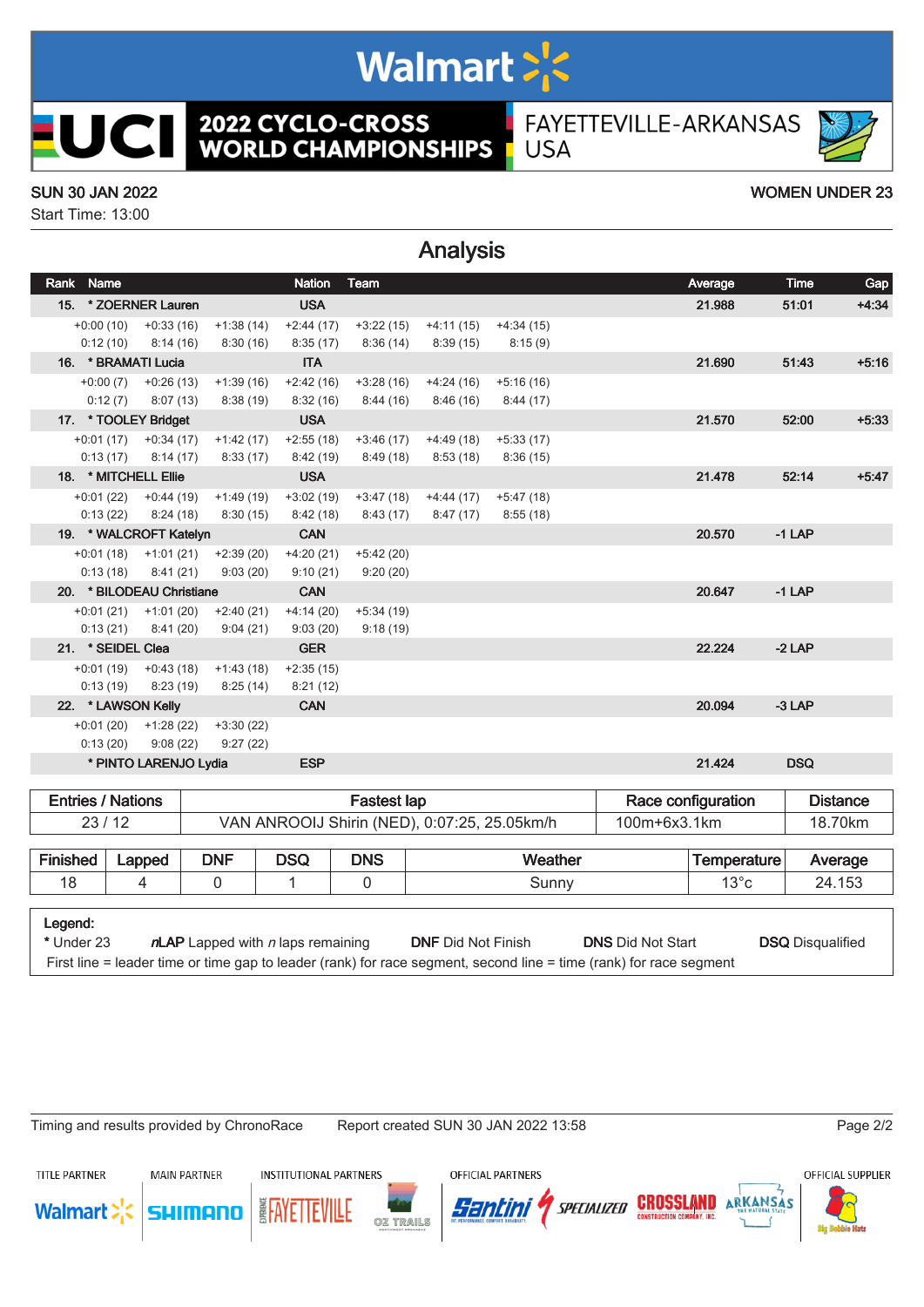SUN 30 JAN 2022

Start Time: 13:00

WOMEN UNDER 23

## Analysis

| Rank | Name | | Nation | Team | | | | Average | Time | Gap |
|---|---|---|---|---|---|---|---|---|---|---|
| 15. | * ZOERNER Lauren | | USA | | | | | 21.988 | 51:01 | +4:34 |
| +0:00 (10) | +0:33 (16) | +1:38 (14) | +2:44 (17) | +3:22 (15) | +4:11 (15) | +4:34 (15) | | | | |
| 0:12 (10) | 8:14 (16) | 8:30 (16) | 8:35 (17) | 8:36 (14) | 8:39 (15) | 8:15 (9) | | | | |
| 16. | * BRAMATI Lucia | | ITA | | | | | 21.690 | 51:43 | +5:16 |
| +0:00 (7) | +0:26 (13) | +1:39 (16) | +2:42 (16) | +3:28 (16) | +4:24 (16) | +5:16 (16) | | | | |
| 0:12 (7) | 8:07 (13) | 8:38 (19) | 8:32 (16) | 8:44 (16) | 8:46 (16) | 8:44 (17) | | | | |
| 17. | * TOOLEY Bridget | | USA | | | | | 21.570 | 52:00 | +5:33 |
| +0:01 (17) | +0:34 (17) | +1:42 (17) | +2:55 (18) | +3:46 (17) | +4:49 (18) | +5:33 (17) | | | | |
| 0:13 (17) | 8:14 (17) | 8:33 (17) | 8:42 (19) | 8:49 (18) | 8:53 (18) | 8:36 (15) | | | | |
| 18. | * MITCHELL Ellie | | USA | | | | | 21.478 | 52:14 | +5:47 |
| +0:01 (22) | +0:44 (19) | +1:49 (19) | +3:02 (19) | +3:47 (18) | +4:44 (17) | +5:47 (18) | | | | |
| 0:13 (22) | 8:24 (18) | 8:30 (15) | 8:42 (18) | 8:43 (17) | 8:47 (17) | 8:55 (18) | | | | |
| 19. | * WALCROFT Katelyn | | CAN | | | | | 20.570 | -1 LAP | |
| +0:01 (18) | +1:01 (21) | +2:39 (20) | +4:20 (21) | +5:42 (20) | | | | | | |
| 0:13 (18) | 8:41 (21) | 9:03 (20) | 9:10 (21) | 9:20 (20) | | | | | | |
| 20. | * BILODEAU Christiane | | CAN | | | | | 20.647 | -1 LAP | |
| +0:01 (21) | +1:01 (20) | +2:40 (21) | +4:14 (20) | +5:34 (19) | | | | | | |
| 0:13 (21) | 8:41 (20) | 9:04 (21) | 9:03 (20) | 9:18 (19) | | | | | | |
| 21. | * SEIDEL Clea | | GER | | | | | 22.224 | -2 LAP | |
| +0:01 (19) | +0:43 (18) | +1:43 (18) | +2:35 (15) | | | | | | | |
| 0:13 (19) | 8:23 (19) | 8:25 (14) | 8:21 (12) | | | | | | | |
| 22. | * LAWSON Kelly | | CAN | | | | | 20.094 | -3 LAP | |
| +0:01 (20) | +1:28 (22) | +3:30 (22) | | | | | | | | |
| 0:13 (20) | 9:08 (22) | 9:27 (22) | | | | | | | | |
| | * PINTO LARENJO Lydia | | ESP | | | | | 21.424 | DSQ | |

| Entries / Nations | Fastest lap | Race configuration | Distance |
|---|---|---|---|
| 23 / 12 | VAN ANROOIJ Shirin (NED), 0:07:25, 25.05km/h | 100m+6x3.1km | 18.70km |

| Finished | Lapped | DNF | DSQ | DNS | Weather | Temperature | Average |
|---|---|---|---|---|---|---|---|
| 18 | 4 | 0 | 1 | 0 | Sunny | 13°c | 24.153 |

**Legend:**
\* Under 23 — ***n*LAP** Lapped with *n* laps remaining — **DNF** Did Not Finish — **DNS** Did Not Start — **DSQ** Disqualified

First line = leader time or time gap to leader (rank) for race segment, second line = time (rank) for race segment

Timing and results provided by ChronoRace — Report created SUN 30 JAN 2022 13:58